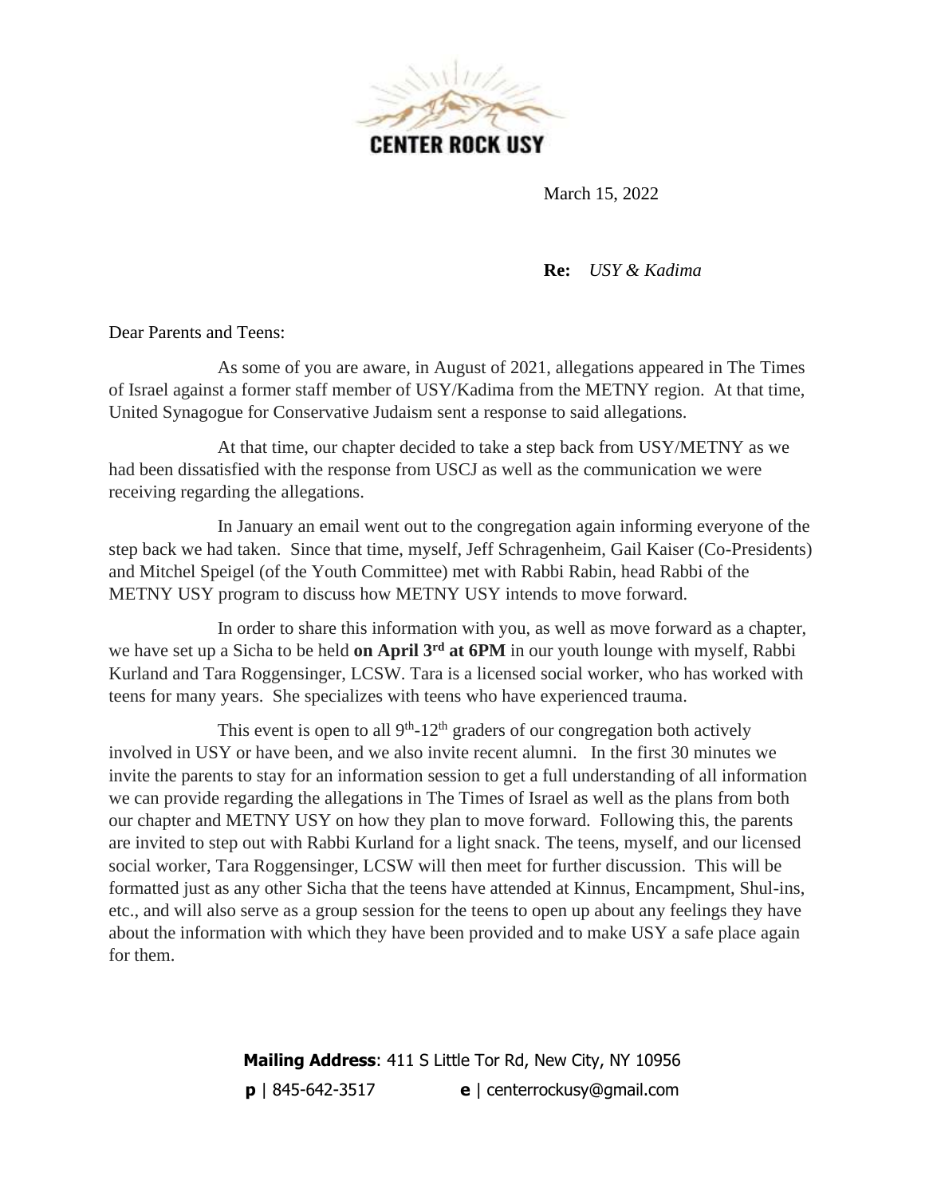CENTER ROCK USY

March 15, 2022

**Re:** *USY & Kadima*

Dear Parents and Teens:

As some of you are aware, in August of 2021, allegations appeared in The Times of Israel against a former staff member of USY/Kadima from the METNY region. At that time, United Synagogue for Conservative Judaism sent a response to said allegations.

At that time, our chapter decided to take a step back from USY/METNY as we had been dissatisfied with the response from USCJ as well as the communication we were receiving regarding the allegations.

In January an email went out to the congregation again informing everyone of the step back we had taken. Since that time, myself, Jeff Schragenheim, Gail Kaiser (Co-Presidents) and Mitchel Speigel (of the Youth Committee) met with Rabbi Rabin, head Rabbi of the METNY USY program to discuss how METNY USY intends to move forward.

In order to share this information with you, as well as move forward as a chapter, we have set up a Sicha to be held **on April 3rd at 6PM** in our youth lounge with myself, Rabbi Kurland and Tara Roggensinger, LCSW. Tara is a licensed social worker, who has worked with teens for many years. She specializes with teens who have experienced trauma.

This event is open to all 9th-12th graders of our congregation both actively involved in USY or have been, and we also invite recent alumni. In the first 30 minutes we invite the parents to stay for an information session to get a full understanding of all information we can provide regarding the allegations in The Times of Israel as well as the plans from both our chapter and METNY USY on how they plan to move forward. Following this, the parents are invited to step out with Rabbi Kurland for a light snack. The teens, myself, and our licensed social worker, Tara Roggensinger, LCSW will then meet for further discussion. This will be formatted just as any other Sicha that the teens have attended at Kinnus, Encampment, Shul-ins, etc., and will also serve as a group session for the teens to open up about any feelings they have about the information with which they have been provided and to make USY a safe place again for them.

**Mailing Address**: 411 S Little Tor Rd, New City, NY 10956
**p** | 845-642-3517 **e** | centerrockusy@gmail.com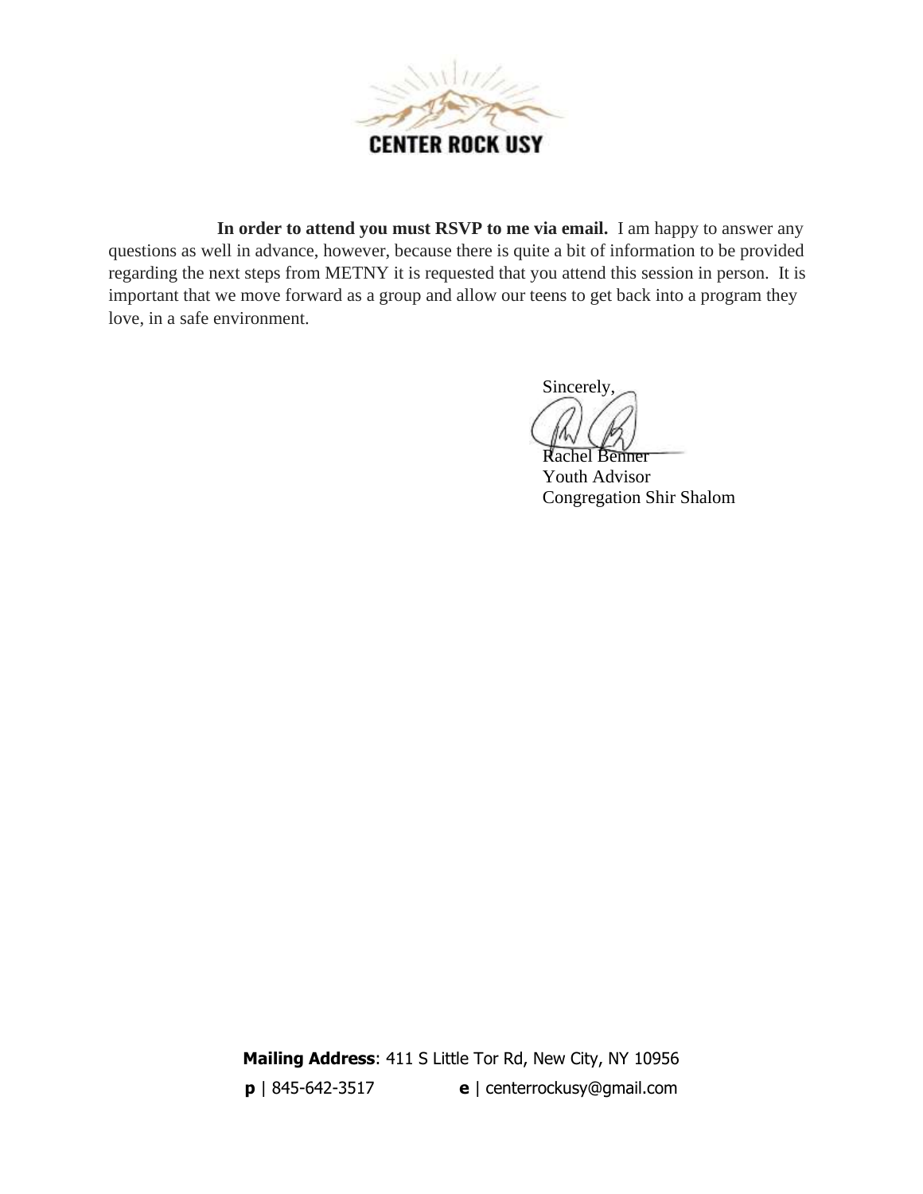**CENTER ROCK USY**

**In order to attend you must RSVP to me via email.** I am happy to answer any questions as well in advance, however, because there is quite a bit of information to be provided regarding the next steps from METNY it is requested that you attend this session in person. It is important that we move forward as a group and allow our teens to get back into a program they love, in a safe environment.

Sincerely,

Rachel Benner
Youth Advisor
Congregation Shir Shalom

**Mailing Address**: 411 S Little Tor Rd, New City, NY 10956

**p** | 845-642-3517 **e** | centerrockusy@gmail.com